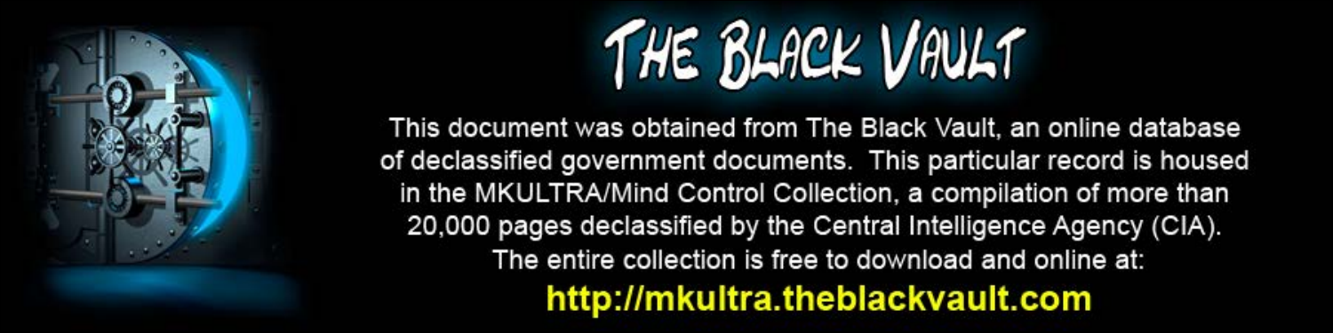# THE BLACK VAULT

This document was obtained from The Black Vault, an online database of declassified government documents. This particular record is housed in the MKULTRA/Mind Control Collection, a compilation of more than 20,000 pages declassified by the Central Intelligence Agency (CIA). The entire collection is free to download and online at:

**http://mkultra.theblackvault.com**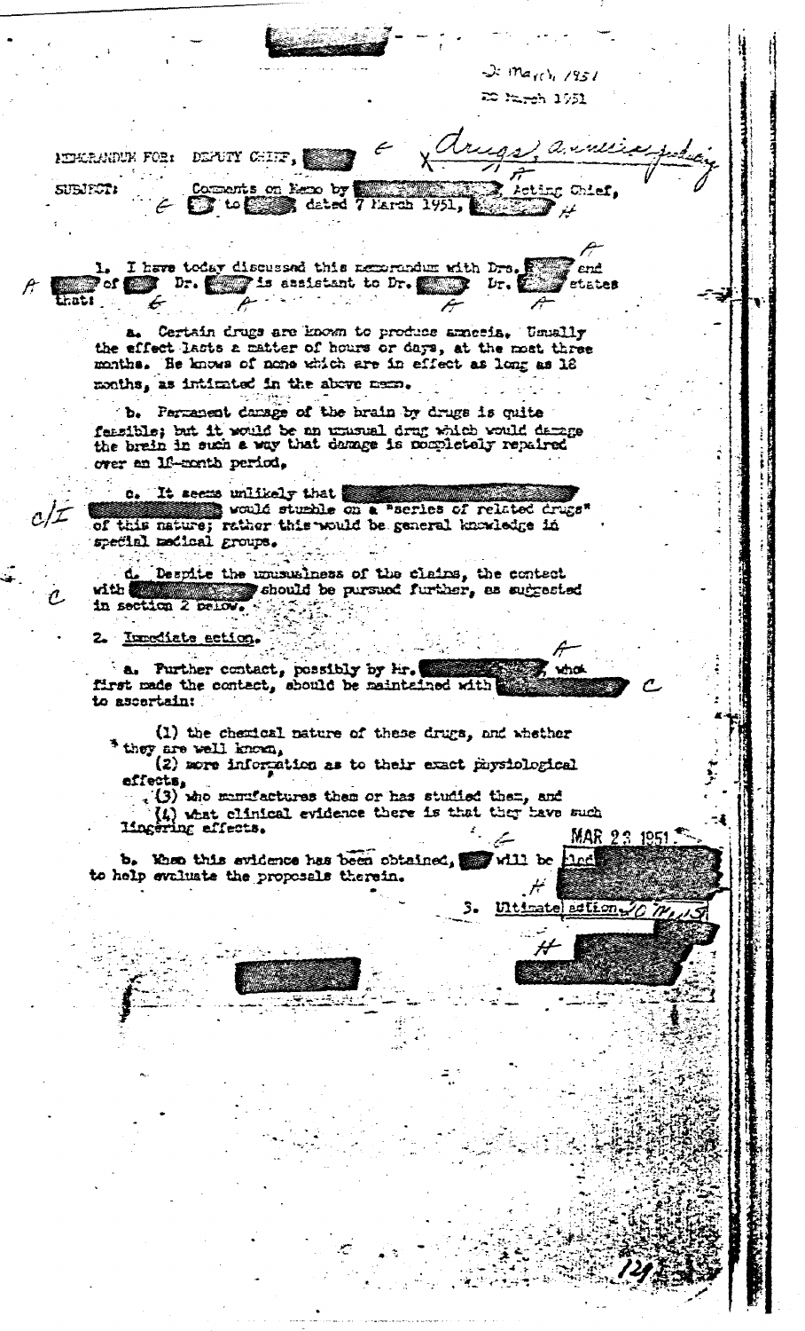20 March 1951

22 March 1951

MEMORANDUM FOR: DEPUTY CHIEF, [redacted] E X drugs, amnesia

SUBJECT: Comments on Memo by [redacted], Acting Chief, E [redacted] to [redacted], dated 7 March 1951, [redacted] H

1. I have today discussed this memorandum with Drs. [redacted] and [redacted] of [redacted] Dr. [redacted] is assistant to Dr. [redacted] Dr. [redacted] states that:

a. Certain drugs are known to produce amnesia. Usually the effect lasts a matter of hours or days, at the most three months. He knows of none which are in effect as long as 18 months, as intimated in the above memo.

b. Permanent damage of the brain by drugs is quite feasible; but it would be an unusual drug which would damage the brain in such a way that damage is completely repaired over an 18-month period.

c. It seems unlikely that [redacted] would stumble on a "series of related drugs" of this nature; rather this would be general knowledge in special medical groups.

d. Despite the unusualness of the claims, the contact with [redacted] should be pursued further, as suggested in section 2 below.

2. Immediate action.

a. Further contact, possibly by Mr. [redacted], who first made the contact, should be maintained with [redacted] to ascertain:

(1) the chemical nature of these drugs, and whether they are well known,
(2) more information as to their exact physiological effects,
(3) who manufactures them or has studied them, and
(4) what clinical evidence there is that they have such lingering effects.

MAR 23 1951

b. When this evidence has been obtained, [redacted] will be glad [redacted] to help evaluate the proposals therein.

3. Ultimate action. [redacted]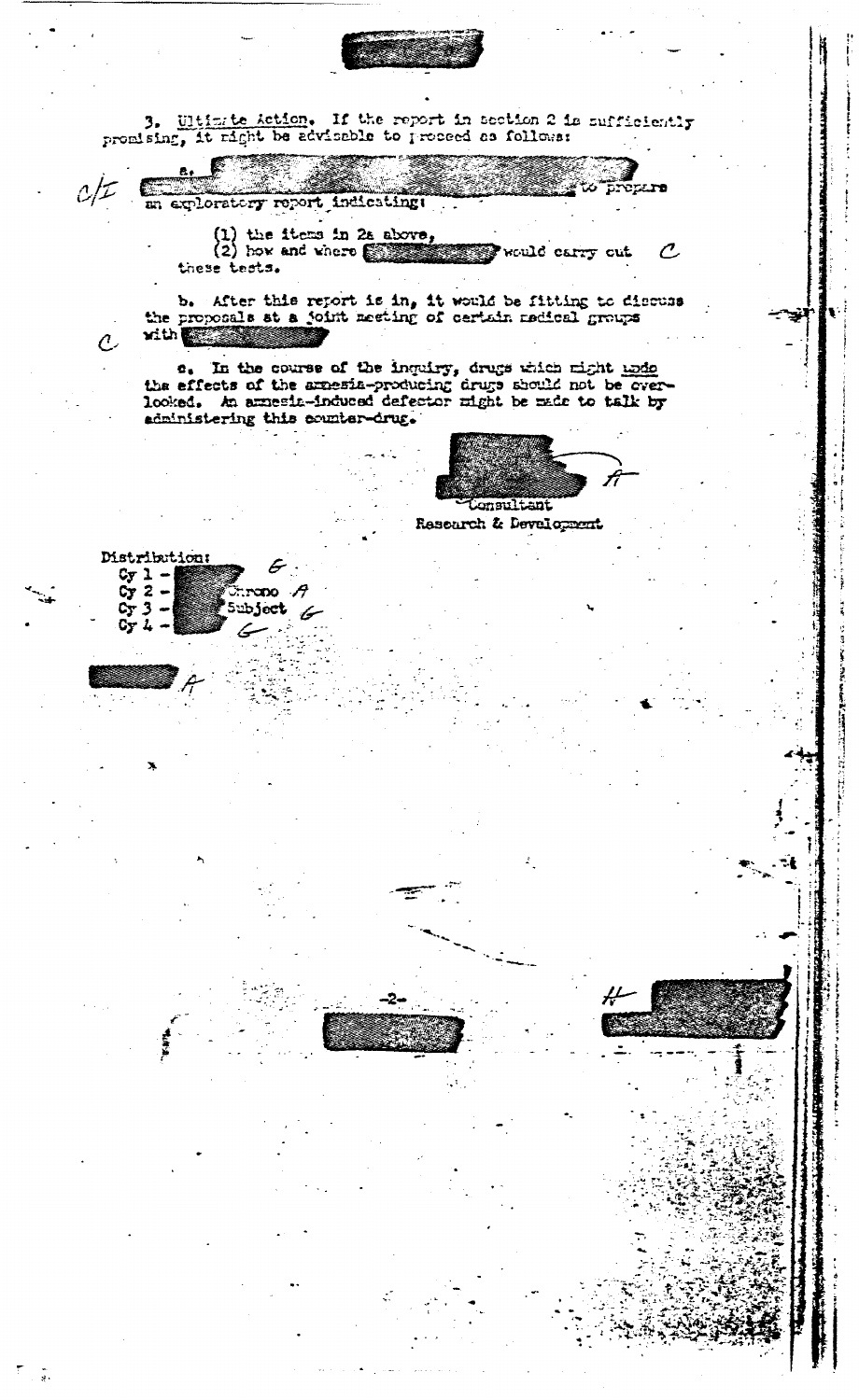3. Ultimate Action. If the report in section 2 is sufficiently promising, it might be advisable to proceed as follows:

C/I a. to prepare an exploratory report indicating:

(1) the items in 2a above,
(2) how and where would carry out these tests. C

b. After this report is in, it would be fitting to discuss the proposals at a joint meeting of certain medical groups with C

c. In the course of the inquiry, drugs which might undo the effects of the amnesia-producing drugs should not be overlooked. An amnesia-induced defector might be made to talk by administering this counter-drug.

A
Consultant
Research & Development

Distribution:
Cy 1 - G
Cy 2 - Chrono A
Cy 3 - Subject G
Cy 4 - G

A

H